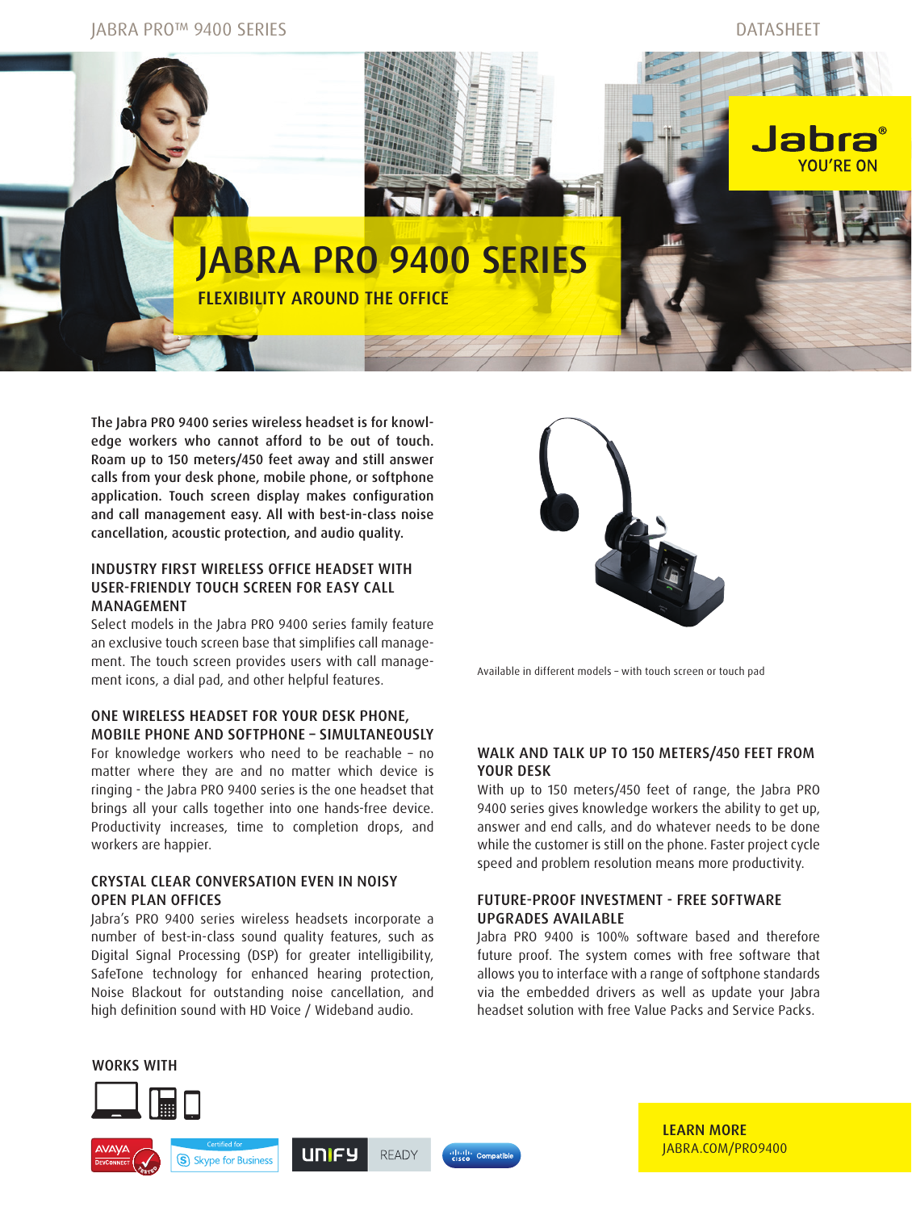# JABRA PRO 9400 SERIES

## FLEXIBILITY AROUND THE OFFICE

The Jabra PRO 9400 series wireless headset is for knowledge workers who cannot afford to be out of touch. Roam up to 150 meters/450 feet away and still answer calls from your desk phone, mobile phone, or softphone application. Touch screen display makes configuration and call management easy. All with best-in-class noise cancellation, acoustic protection, and audio quality.

### INDUSTRY FIRST WIRELESS OFFICE HEADSET WITH USER-FRIENDLY TOUCH SCREEN FOR EASY CALL MANAGEMENT

Select models in the Jabra PRO 9400 series family feature an exclusive touch screen base that simplifies call management. The touch screen provides users with call management icons, a dial pad, and other helpful features.

### ONE WIRELESS HEADSET FOR YOUR DESK PHONE, MOBILE PHONE AND SOFTPHONE – SIMULTANEOUSLY

For knowledge workers who need to be reachable – no matter where they are and no matter which device is ringing - the Jabra PRO 9400 series is the one headset that brings all your calls together into one hands-free device. Productivity increases, time to completion drops, and workers are happier.

### CRYSTAL CLEAR CONVERSATION EVEN IN NOISY OPEN PLAN OFFICES

Jabra's PRO 9400 series wireless headsets incorporate a number of best-in-class sound quality features, such as Digital Signal Processing (DSP) for greater intelligibility, SafeTone technology for enhanced hearing protection, Noise Blackout for outstanding noise cancellation, and high definition sound with HD Voice / Wideband audio.

Available in different models – with touch screen or touch pad

### WALK AND TALK UP TO 150 METERS/450 FEET FROM YOUR DESK

With up to 150 meters/450 feet of range, the Jabra PRO 9400 series gives knowledge workers the ability to get up, answer and end calls, and do whatever needs to be done while the customer is still on the phone. Faster project cycle speed and problem resolution means more productivity.

### FUTURE-PROOF INVESTMENT - FREE SOFTWARE UPGRADES AVAILABLE

Jabra PRO 9400 is 100% software based and therefore future proof. The system comes with free software that allows you to interface with a range of softphone standards via the embedded drivers as well as update your Jabra headset solution with free Value Packs and Service Packs.

### WORKS WITH

AVAYA DevConnect Tested · Certified for Skype for Business · UNIFY READY · Cisco Compatible

**LEARN MORE**
JABRA.COM/PRO9400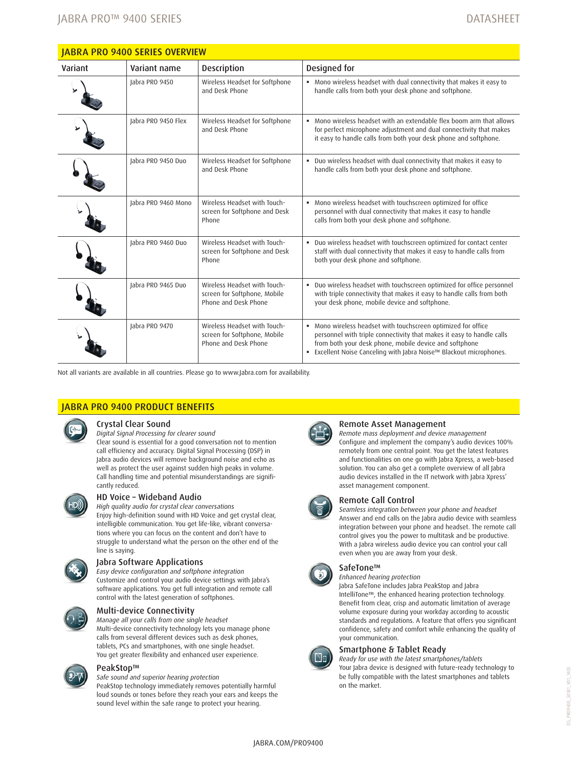## JABRA PRO 9400 SERIES OVERVIEW

| Variant | Variant name | Description | Designed for |
|---|---|---|---|
| | Jabra PRO 9450 | Wireless Headset for Softphone and Desk Phone | ▪ Mono wireless headset with dual connectivity that makes it easy to handle calls from both your desk phone and softphone. |
| | Jabra PRO 9450 Flex | Wireless Headset for Softphone and Desk Phone | ▪ Mono wireless headset with an extendable flex boom arm that allows for perfect microphone adjustment and dual connectivity that makes it easy to handle calls from both your desk phone and softphone. |
| | Jabra PRO 9450 Duo | Wireless Headset for Softphone and Desk Phone | ▪ Duo wireless headset with dual connectivity that makes it easy to handle calls from both your desk phone and softphone. |
| | Jabra PRO 9460 Mono | Wireless Headset with Touch-screen for Softphone and Desk Phone | ▪ Mono wireless headset with touchscreen optimized for office personnel with dual connectivity that makes it easy to handle calls from both your desk phone and softphone. |
| | Jabra PRO 9460 Duo | Wireless Headset with Touch-screen for Softphone and Desk Phone | ▪ Duo wireless headset with touchscreen optimized for contact center staff with dual connectivity that makes it easy to handle calls from both your desk phone and softphone. |
| | Jabra PRO 9465 Duo | Wireless Headset with Touch-screen for Softphone, Mobile Phone and Desk Phone | ▪ Duo wireless headset with touchscreen optimized for office personnel with triple connectivity that makes it easy to handle calls from both your desk phone, mobile device and softphone. |
| | Jabra PRO 9470 | Wireless Headset with Touch-screen for Softphone, Mobile Phone and Desk Phone | ▪ Mono wireless headset with touchscreen optimized for office personnel with triple connectivity that makes it easy to handle calls from both your desk phone, mobile device and softphone ▪ Excellent Noise Canceling with Jabra Noise™ Blackout microphones. |

Not all variants are available in all countries. Please go to www.Jabra.com for availability.

## JABRA PRO 9400 PRODUCT BENEFITS

### Crystal Clear Sound

*Digital Signal Processing for clearer sound*

Clear sound is essential for a good conversation not to mention call efficiency and accuracy. Digital Signal Processing (DSP) in Jabra audio devices will remove background noise and echo as well as protect the user against sudden high peaks in volume. Call handling time and potential misunderstandings are significantly reduced.

### HD Voice – Wideband Audio

*High quality audio for crystal clear conversations*

Enjoy high-definition sound with HD Voice and get crystal clear, intelligible communication. You get life-like, vibrant conversations where you can focus on the content and don't have to struggle to understand what the person on the other end of the line is saying.

### Jabra Software Applications

*Easy device configuration and softphone integration*

Customize and control your audio device settings with Jabra's software applications. You get full integration and remote call control with the latest generation of softphones.

### Multi-device Connectivity

*Manage all your calls from one single headset*

Multi-device connectivity technology lets you manage phone calls from several different devices such as desk phones, tablets, PCs and smartphones, with one single headset. You get greater flexibility and enhanced user experience.

### PeakStop™

*Safe sound and superior hearing protection*

PeakStop technology immediately removes potentially harmful loud sounds or tones before they reach your ears and keeps the sound level within the safe range to protect your hearing.

### Remote Asset Management

*Remote mass deployment and device management*

Configure and implement the company's audio devices 100% remotely from one central point. You get the latest features and functionalities on one go with Jabra Xpress, a web-based solution. You can also get a complete overview of all Jabra audio devices installed in the IT network with Jabra Xpress' asset management component.

### Remote Call Control

*Seamless integration between your phone and headset*

Answer and end calls on the Jabra audio device with seamless integration between your phone and headset. The remote call control gives you the power to multitask and be productive. With a Jabra wireless audio device you can control your call even when you are away from your desk.

### SafeTone™

*Enhanced hearing protection*

Jabra SafeTone includes Jabra PeakStop and Jabra IntelliTone™, the enhanced hearing protection technology. Benefit from clear, crisp and automatic limitation of average volume exposure during your workday according to acoustic standards and regulations. A feature that offers you significant confidence, safety and comfort while enhancing the quality of your communication.

### Smartphone & Tablet Ready

*Ready for use with the latest smartphones/tablets*

Your Jabra device is designed with future-ready technology to be fully compatible with the latest smartphones and tablets on the market.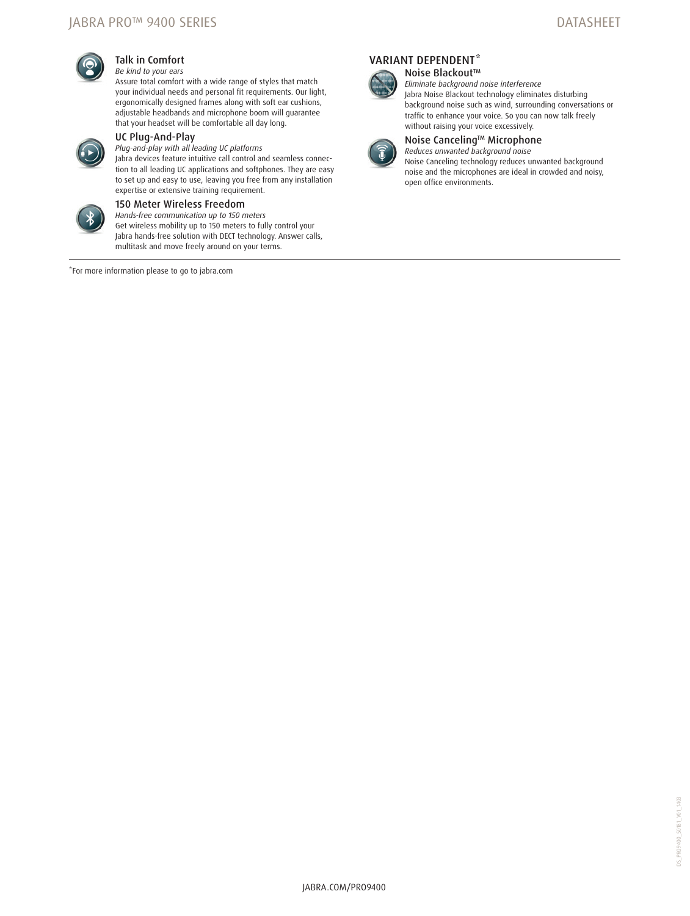### Talk in Comfort

*Be kind to your ears*

Assure total comfort with a wide range of styles that match your individual needs and personal fit requirements. Our light, ergonomically designed frames along with soft ear cushions, adjustable headbands and microphone boom will guarantee that your headset will be comfortable all day long.

### UC Plug-And-Play

*Plug-and-play with all leading UC platforms*

Jabra devices feature intuitive call control and seamless connection to all leading UC applications and softphones. They are easy to set up and easy to use, leaving you free from any installation expertise or extensive training requirement.

### 150 Meter Wireless Freedom

*Hands-free communication up to 150 meters*

Get wireless mobility up to 150 meters to fully control your Jabra hands-free solution with DECT technology. Answer calls, multitask and move freely around on your terms.

## VARIANT DEPENDENT*

### Noise Blackout™

*Eliminate background noise interference*

Jabra Noise Blackout technology eliminates disturbing background noise such as wind, surrounding conversations or traffic to enhance your voice. So you can now talk freely without raising your voice excessively.

### Noise Canceling™ Microphone

*Reduces unwanted background noise*

Noise Canceling technology reduces unwanted background noise and the microphones are ideal in crowded and noisy, open office environments.

---

*For more information please to go to jabra.com

JABRA.COM/PRO9400

DS_PRO9400_50181_V01_1403